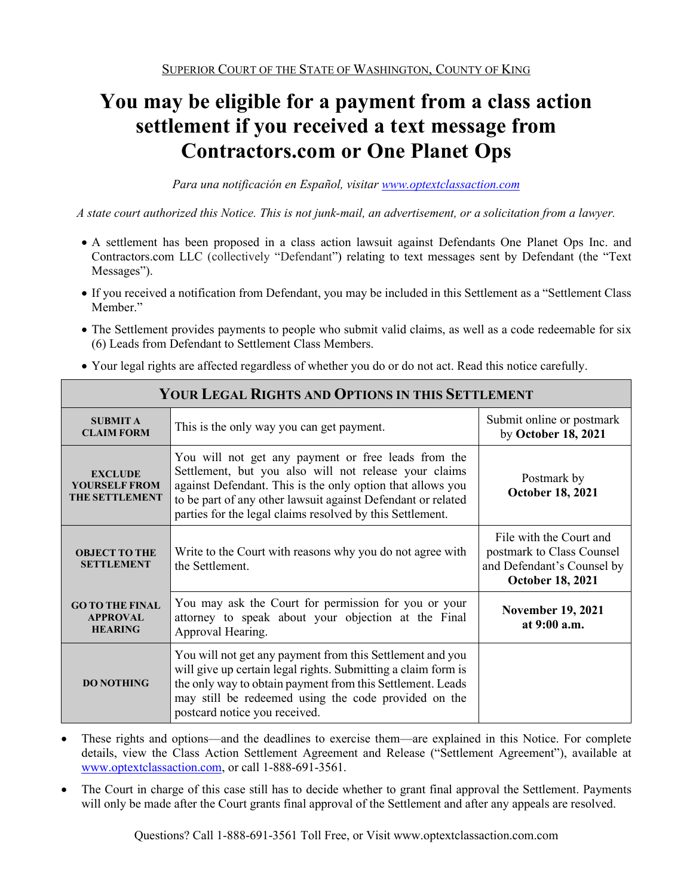Superior Court of the State of Washington, County of King

# You may be eligible for a payment from a class action settlement if you received a text message from Contractors.com or One Planet Ops

*Para una notificación en Español, visitar www.optextclassaction.com*

*A state court authorized this Notice. This is not junk-mail, an advertisement, or a solicitation from a lawyer.*

- A settlement has been proposed in a class action lawsuit against Defendants One Planet Ops Inc. and Contractors.com LLC (collectively "Defendant") relating to text messages sent by Defendant (the "Text Messages").
- If you received a notification from Defendant, you may be included in this Settlement as a "Settlement Class Member."
- The Settlement provides payments to people who submit valid claims, as well as a code redeemable for six (6) Leads from Defendant to Settlement Class Members.
- Your legal rights are affected regardless of whether you do or do not act. Read this notice carefully.

| Your Legal Rights and Options in this Settlement | | |
|---|---|---|
| **SUBMIT A CLAIM FORM** | This is the only way you can get payment. | Submit online or postmark by **October 18, 2021** |
| **EXCLUDE YOURSELF FROM THE SETTLEMENT** | You will not get any payment or free leads from the Settlement, but you also will not release your claims against Defendant. This is the only option that allows you to be part of any other lawsuit against Defendant or related parties for the legal claims resolved by this Settlement. | Postmark by **October 18, 2021** |
| **OBJECT TO THE SETTLEMENT** | Write to the Court with reasons why you do not agree with the Settlement. | File with the Court and postmark to Class Counsel and Defendant's Counsel by **October 18, 2021** |
| **GO TO THE FINAL APPROVAL HEARING** | You may ask the Court for permission for you or your attorney to speak about your objection at the Final Approval Hearing. | **November 19, 2021 at 9:00 a.m.** |
| **DO NOTHING** | You will not get any payment from this Settlement and you will give up certain legal rights. Submitting a claim form is the only way to obtain payment from this Settlement. Leads may still be redeemed using the code provided on the postcard notice you received. | |

- These rights and options—and the deadlines to exercise them—are explained in this Notice. For complete details, view the Class Action Settlement Agreement and Release ("Settlement Agreement"), available at www.optextclassaction.com, or call 1-888-691-3561.
- The Court in charge of this case still has to decide whether to grant final approval the Settlement. Payments will only be made after the Court grants final approval of the Settlement and after any appeals are resolved.

Questions? Call 1-888-691-3561 Toll Free, or Visit www.optextclassaction.com.com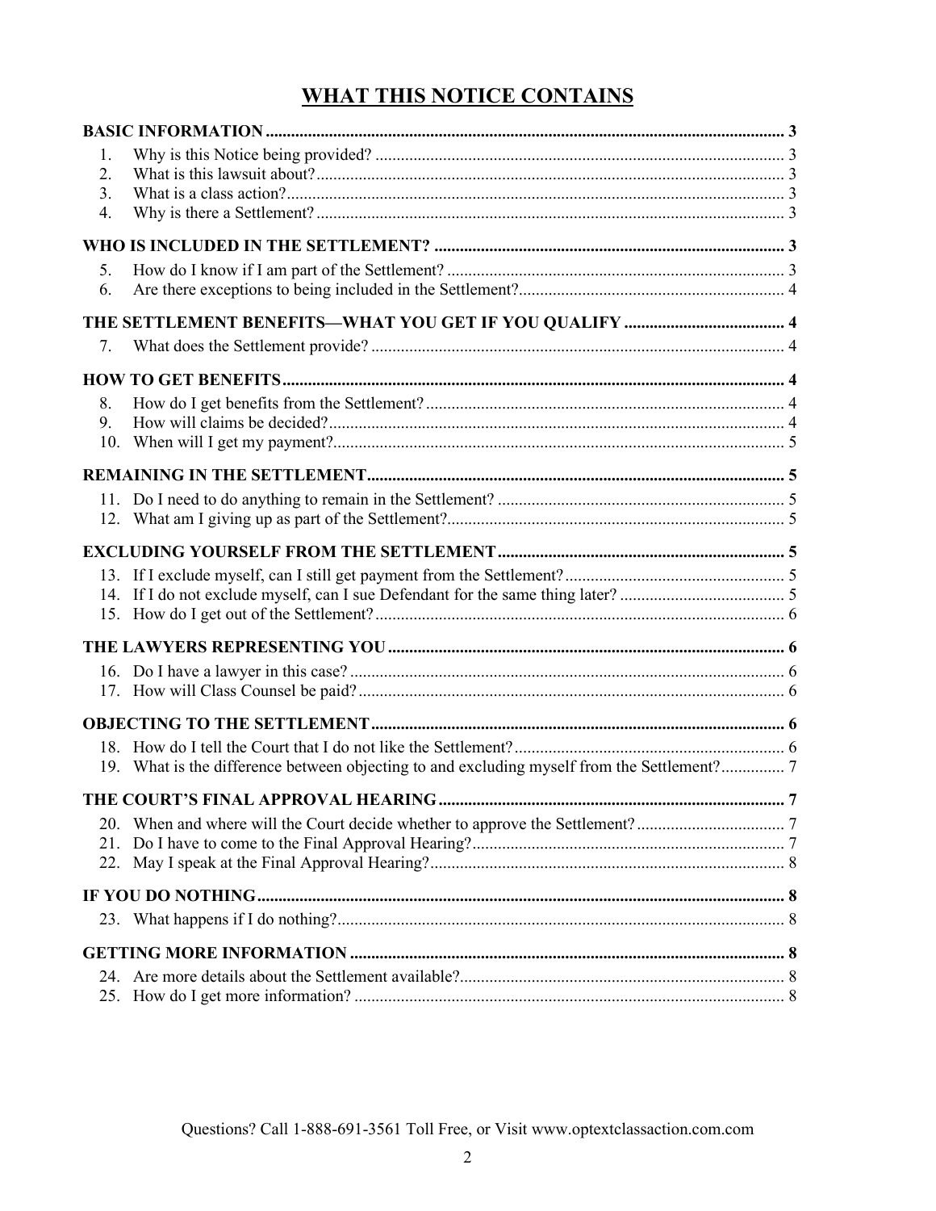# WHAT THIS NOTICE CONTAINS

**BASIC INFORMATION** .......... 3

1. Why is this Notice being provided? .......... 3
2. What is this lawsuit about? .......... 3
3. What is a class action? .......... 3
4. Why is there a Settlement? .......... 3

**WHO IS INCLUDED IN THE SETTLEMENT?** .......... 3

5. How do I know if I am part of the Settlement? .......... 3
6. Are there exceptions to being included in the Settlement? .......... 4

**THE SETTLEMENT BENEFITS—WHAT YOU GET IF YOU QUALIFY** .......... 4

7. What does the Settlement provide? .......... 4

**HOW TO GET BENEFITS** .......... 4

8. How do I get benefits from the Settlement? .......... 4
9. How will claims be decided? .......... 4
10. When will I get my payment? .......... 5

**REMAINING IN THE SETTLEMENT** .......... 5

11. Do I need to do anything to remain in the Settlement? .......... 5
12. What am I giving up as part of the Settlement? .......... 5

**EXCLUDING YOURSELF FROM THE SETTLEMENT** .......... 5

13. If I exclude myself, can I still get payment from the Settlement? .......... 5
14. If I do not exclude myself, can I sue Defendant for the same thing later? .......... 5
15. How do I get out of the Settlement? .......... 6

**THE LAWYERS REPRESENTING YOU** .......... 6

16. Do I have a lawyer in this case? .......... 6
17. How will Class Counsel be paid? .......... 6

**OBJECTING TO THE SETTLEMENT** .......... 6

18. How do I tell the Court that I do not like the Settlement? .......... 6
19. What is the difference between objecting to and excluding myself from the Settlement? .......... 7

**THE COURT'S FINAL APPROVAL HEARING** .......... 7

20. When and where will the Court decide whether to approve the Settlement? .......... 7
21. Do I have to come to the Final Approval Hearing? .......... 7
22. May I speak at the Final Approval Hearing? .......... 8

**IF YOU DO NOTHING** .......... 8

23. What happens if I do nothing? .......... 8

**GETTING MORE INFORMATION** .......... 8

24. Are more details about the Settlement available? .......... 8
25. How do I get more information? .......... 8

Questions? Call 1-888-691-3561 Toll Free, or Visit www.optextclassaction.com.com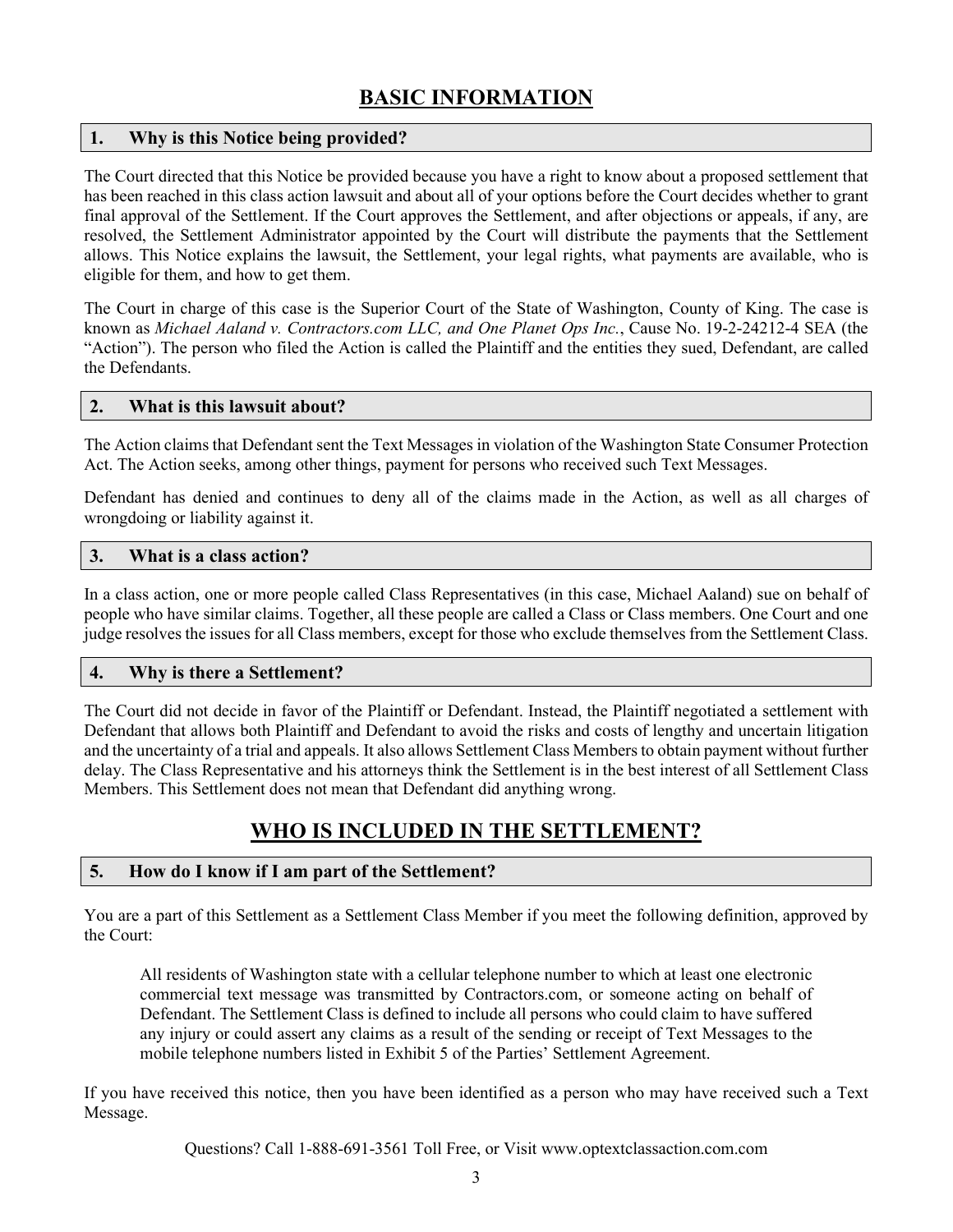# BASIC INFORMATION

### 1. Why is this Notice being provided?

The Court directed that this Notice be provided because you have a right to know about a proposed settlement that has been reached in this class action lawsuit and about all of your options before the Court decides whether to grant final approval of the Settlement. If the Court approves the Settlement, and after objections or appeals, if any, are resolved, the Settlement Administrator appointed by the Court will distribute the payments that the Settlement allows. This Notice explains the lawsuit, the Settlement, your legal rights, what payments are available, who is eligible for them, and how to get them.

The Court in charge of this case is the Superior Court of the State of Washington, County of King. The case is known as *Michael Aaland v. Contractors.com LLC, and One Planet Ops Inc.*, Cause No. 19-2-24212-4 SEA (the "Action"). The person who filed the Action is called the Plaintiff and the entities they sued, Defendant, are called the Defendants.

### 2. What is this lawsuit about?

The Action claims that Defendant sent the Text Messages in violation of the Washington State Consumer Protection Act. The Action seeks, among other things, payment for persons who received such Text Messages.

Defendant has denied and continues to deny all of the claims made in the Action, as well as all charges of wrongdoing or liability against it.

### 3. What is a class action?

In a class action, one or more people called Class Representatives (in this case, Michael Aaland) sue on behalf of people who have similar claims. Together, all these people are called a Class or Class members. One Court and one judge resolves the issues for all Class members, except for those who exclude themselves from the Settlement Class.

### 4. Why is there a Settlement?

The Court did not decide in favor of the Plaintiff or Defendant. Instead, the Plaintiff negotiated a settlement with Defendant that allows both Plaintiff and Defendant to avoid the risks and costs of lengthy and uncertain litigation and the uncertainty of a trial and appeals. It also allows Settlement Class Members to obtain payment without further delay. The Class Representative and his attorneys think the Settlement is in the best interest of all Settlement Class Members. This Settlement does not mean that Defendant did anything wrong.

# WHO IS INCLUDED IN THE SETTLEMENT?

### 5. How do I know if I am part of the Settlement?

You are a part of this Settlement as a Settlement Class Member if you meet the following definition, approved by the Court:

> All residents of Washington state with a cellular telephone number to which at least one electronic commercial text message was transmitted by Contractors.com, or someone acting on behalf of Defendant. The Settlement Class is defined to include all persons who could claim to have suffered any injury or could assert any claims as a result of the sending or receipt of Text Messages to the mobile telephone numbers listed in Exhibit 5 of the Parties' Settlement Agreement.

If you have received this notice, then you have been identified as a person who may have received such a Text Message.

Questions? Call 1-888-691-3561 Toll Free, or Visit www.optextclassaction.com.com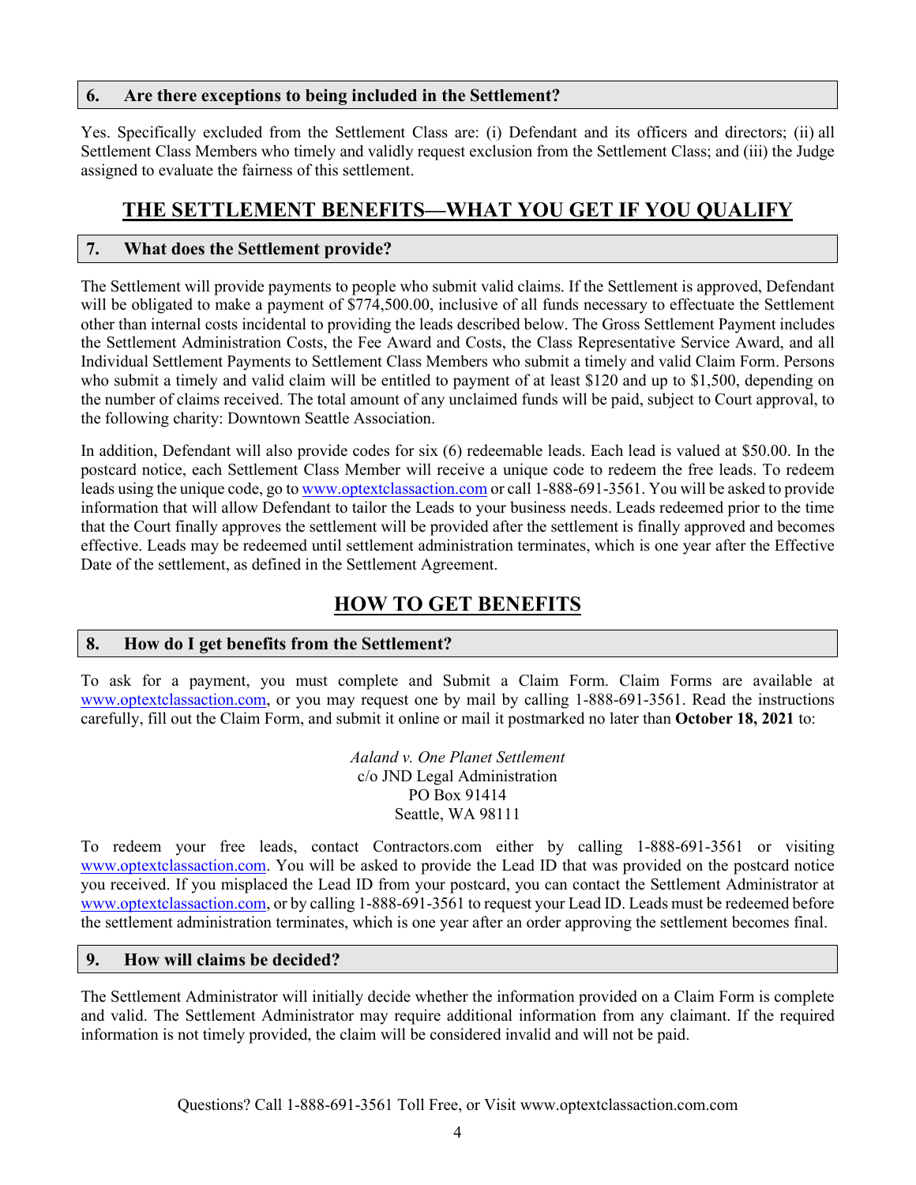### 6. Are there exceptions to being included in the Settlement?

Yes. Specifically excluded from the Settlement Class are: (i) Defendant and its officers and directors; (ii) all Settlement Class Members who timely and validly request exclusion from the Settlement Class; and (iii) the Judge assigned to evaluate the fairness of this settlement.

## THE SETTLEMENT BENEFITS—WHAT YOU GET IF YOU QUALIFY

### 7. What does the Settlement provide?

The Settlement will provide payments to people who submit valid claims. If the Settlement is approved, Defendant will be obligated to make a payment of $774,500.00, inclusive of all funds necessary to effectuate the Settlement other than internal costs incidental to providing the leads described below. The Gross Settlement Payment includes the Settlement Administration Costs, the Fee Award and Costs, the Class Representative Service Award, and all Individual Settlement Payments to Settlement Class Members who submit a timely and valid Claim Form. Persons who submit a timely and valid claim will be entitled to payment of at least $120 and up to $1,500, depending on the number of claims received. The total amount of any unclaimed funds will be paid, subject to Court approval, to the following charity: Downtown Seattle Association.

In addition, Defendant will also provide codes for six (6) redeemable leads. Each lead is valued at $50.00. In the postcard notice, each Settlement Class Member will receive a unique code to redeem the free leads. To redeem leads using the unique code, go to www.optextclassaction.com or call 1-888-691-3561. You will be asked to provide information that will allow Defendant to tailor the Leads to your business needs. Leads redeemed prior to the time that the Court finally approves the settlement will be provided after the settlement is finally approved and becomes effective. Leads may be redeemed until settlement administration terminates, which is one year after the Effective Date of the settlement, as defined in the Settlement Agreement.

## HOW TO GET BENEFITS

### 8. How do I get benefits from the Settlement?

To ask for a payment, you must complete and Submit a Claim Form. Claim Forms are available at www.optextclassaction.com, or you may request one by mail by calling 1-888-691-3561. Read the instructions carefully, fill out the Claim Form, and submit it online or mail it postmarked no later than **October 18, 2021** to:

*Aaland v. One Planet Settlement*
c/o JND Legal Administration
PO Box 91414
Seattle, WA 98111

To redeem your free leads, contact Contractors.com either by calling 1-888-691-3561 or visiting www.optextclassaction.com. You will be asked to provide the Lead ID that was provided on the postcard notice you received. If you misplaced the Lead ID from your postcard, you can contact the Settlement Administrator at www.optextclassaction.com, or by calling 1-888-691-3561 to request your Lead ID. Leads must be redeemed before the settlement administration terminates, which is one year after an order approving the settlement becomes final.

### 9. How will claims be decided?

The Settlement Administrator will initially decide whether the information provided on a Claim Form is complete and valid. The Settlement Administrator may require additional information from any claimant. If the required information is not timely provided, the claim will be considered invalid and will not be paid.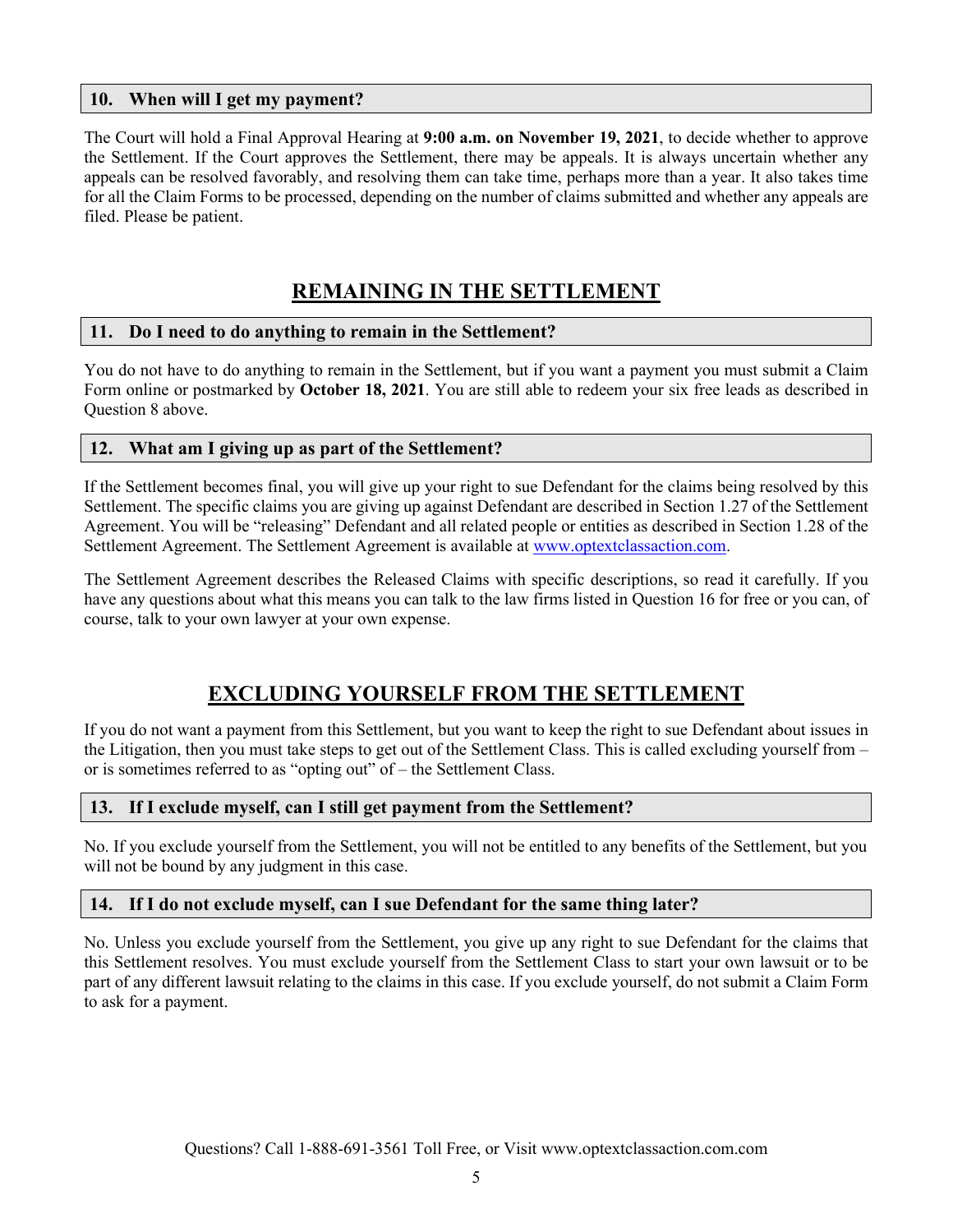### 10. When will I get my payment?

The Court will hold a Final Approval Hearing at **9:00 a.m. on November 19, 2021**, to decide whether to approve the Settlement. If the Court approves the Settlement, there may be appeals. It is always uncertain whether any appeals can be resolved favorably, and resolving them can take time, perhaps more than a year. It also takes time for all the Claim Forms to be processed, depending on the number of claims submitted and whether any appeals are filed. Please be patient.

## REMAINING IN THE SETTLEMENT

### 11. Do I need to do anything to remain in the Settlement?

You do not have to do anything to remain in the Settlement, but if you want a payment you must submit a Claim Form online or postmarked by **October 18, 2021**. You are still able to redeem your six free leads as described in Question 8 above.

### 12. What am I giving up as part of the Settlement?

If the Settlement becomes final, you will give up your right to sue Defendant for the claims being resolved by this Settlement. The specific claims you are giving up against Defendant are described in Section 1.27 of the Settlement Agreement. You will be "releasing" Defendant and all related people or entities as described in Section 1.28 of the Settlement Agreement. The Settlement Agreement is available at [www.optextclassaction.com](www.optextclassaction.com).

The Settlement Agreement describes the Released Claims with specific descriptions, so read it carefully. If you have any questions about what this means you can talk to the law firms listed in Question 16 for free or you can, of course, talk to your own lawyer at your own expense.

## EXCLUDING YOURSELF FROM THE SETTLEMENT

If you do not want a payment from this Settlement, but you want to keep the right to sue Defendant about issues in the Litigation, then you must take steps to get out of the Settlement Class. This is called excluding yourself from – or is sometimes referred to as "opting out" of – the Settlement Class.

### 13. If I exclude myself, can I still get payment from the Settlement?

No. If you exclude yourself from the Settlement, you will not be entitled to any benefits of the Settlement, but you will not be bound by any judgment in this case.

### 14. If I do not exclude myself, can I sue Defendant for the same thing later?

No. Unless you exclude yourself from the Settlement, you give up any right to sue Defendant for the claims that this Settlement resolves. You must exclude yourself from the Settlement Class to start your own lawsuit or to be part of any different lawsuit relating to the claims in this case. If you exclude yourself, do not submit a Claim Form to ask for a payment.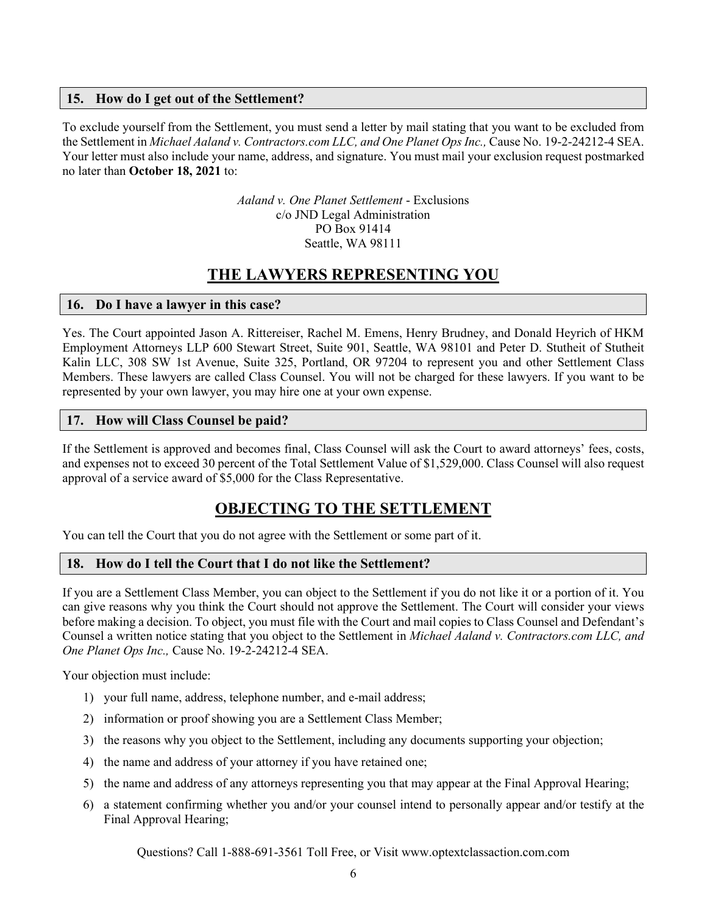### 15. How do I get out of the Settlement?

To exclude yourself from the Settlement, you must send a letter by mail stating that you want to be excluded from the Settlement in *Michael Aaland v. Contractors.com LLC, and One Planet Ops Inc.,* Cause No. 19-2-24212-4 SEA. Your letter must also include your name, address, and signature. You must mail your exclusion request postmarked no later than **October 18, 2021** to:

*Aaland v. One Planet Settlement* - Exclusions
c/o JND Legal Administration
PO Box 91414
Seattle, WA 98111

## THE LAWYERS REPRESENTING YOU

### 16. Do I have a lawyer in this case?

Yes. The Court appointed Jason A. Rittereiser, Rachel M. Emens, Henry Brudney, and Donald Heyrich of HKM Employment Attorneys LLP 600 Stewart Street, Suite 901, Seattle, WA 98101 and Peter D. Stutheit of Stutheit Kalin LLC, 308 SW 1st Avenue, Suite 325, Portland, OR 97204 to represent you and other Settlement Class Members. These lawyers are called Class Counsel. You will not be charged for these lawyers. If you want to be represented by your own lawyer, you may hire one at your own expense.

### 17. How will Class Counsel be paid?

If the Settlement is approved and becomes final, Class Counsel will ask the Court to award attorneys' fees, costs, and expenses not to exceed 30 percent of the Total Settlement Value of $1,529,000. Class Counsel will also request approval of a service award of $5,000 for the Class Representative.

## OBJECTING TO THE SETTLEMENT

You can tell the Court that you do not agree with the Settlement or some part of it.

### 18. How do I tell the Court that I do not like the Settlement?

If you are a Settlement Class Member, you can object to the Settlement if you do not like it or a portion of it. You can give reasons why you think the Court should not approve the Settlement. The Court will consider your views before making a decision. To object, you must file with the Court and mail copies to Class Counsel and Defendant's Counsel a written notice stating that you object to the Settlement in *Michael Aaland v. Contractors.com LLC, and One Planet Ops Inc.,* Cause No. 19-2-24212-4 SEA.

Your objection must include:

1) your full name, address, telephone number, and e-mail address;
2) information or proof showing you are a Settlement Class Member;
3) the reasons why you object to the Settlement, including any documents supporting your objection;
4) the name and address of your attorney if you have retained one;
5) the name and address of any attorneys representing you that may appear at the Final Approval Hearing;
6) a statement confirming whether you and/or your counsel intend to personally appear and/or testify at the Final Approval Hearing;

Questions? Call 1-888-691-3561 Toll Free, or Visit www.optextclassaction.com.com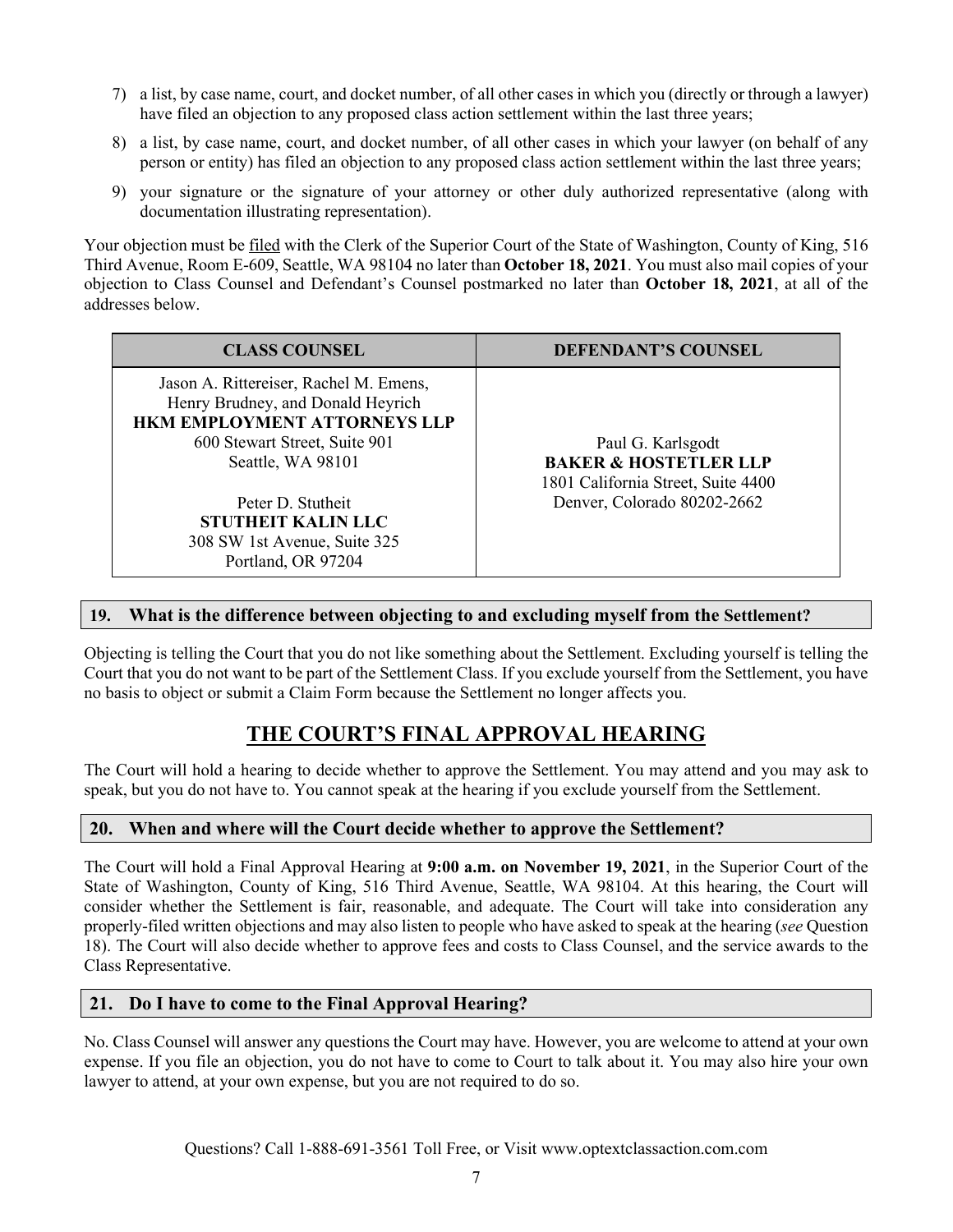7) a list, by case name, court, and docket number, of all other cases in which you (directly or through a lawyer) have filed an objection to any proposed class action settlement within the last three years;

8) a list, by case name, court, and docket number, of all other cases in which your lawyer (on behalf of any person or entity) has filed an objection to any proposed class action settlement within the last three years;

9) your signature or the signature of your attorney or other duly authorized representative (along with documentation illustrating representation).

Your objection must be filed with the Clerk of the Superior Court of the State of Washington, County of King, 516 Third Avenue, Room E-609, Seattle, WA 98104 no later than **October 18, 2021**. You must also mail copies of your objection to Class Counsel and Defendant's Counsel postmarked no later than **October 18, 2021**, at all of the addresses below.

| CLASS COUNSEL | DEFENDANT'S COUNSEL |
|---|---|
| Jason A. Rittereiser, Rachel M. Emens, Henry Brudney, and Donald Heyrich<br>**HKM EMPLOYMENT ATTORNEYS LLP**<br>600 Stewart Street, Suite 901<br>Seattle, WA 98101<br><br>Peter D. Stutheit<br>**STUTHEIT KALIN LLC**<br>308 SW 1st Avenue, Suite 325<br>Portland, OR 97204 | Paul G. Karlsgodt<br>**BAKER & HOSTETLER LLP**<br>1801 California Street, Suite 4400<br>Denver, Colorado 80202-2662 |

### 19. What is the difference between objecting to and excluding myself from the Settlement?

Objecting is telling the Court that you do not like something about the Settlement. Excluding yourself is telling the Court that you do not want to be part of the Settlement Class. If you exclude yourself from the Settlement, you have no basis to object or submit a Claim Form because the Settlement no longer affects you.

## THE COURT'S FINAL APPROVAL HEARING

The Court will hold a hearing to decide whether to approve the Settlement. You may attend and you may ask to speak, but you do not have to. You cannot speak at the hearing if you exclude yourself from the Settlement.

### 20. When and where will the Court decide whether to approve the Settlement?

The Court will hold a Final Approval Hearing at **9:00 a.m. on November 19, 2021**, in the Superior Court of the State of Washington, County of King, 516 Third Avenue, Seattle, WA 98104. At this hearing, the Court will consider whether the Settlement is fair, reasonable, and adequate. The Court will take into consideration any properly-filed written objections and may also listen to people who have asked to speak at the hearing (*see* Question 18). The Court will also decide whether to approve fees and costs to Class Counsel, and the service awards to the Class Representative.

### 21. Do I have to come to the Final Approval Hearing?

No. Class Counsel will answer any questions the Court may have. However, you are welcome to attend at your own expense. If you file an objection, you do not have to come to Court to talk about it. You may also hire your own lawyer to attend, at your own expense, but you are not required to do so.

Questions? Call 1-888-691-3561 Toll Free, or Visit www.optextclassaction.com.com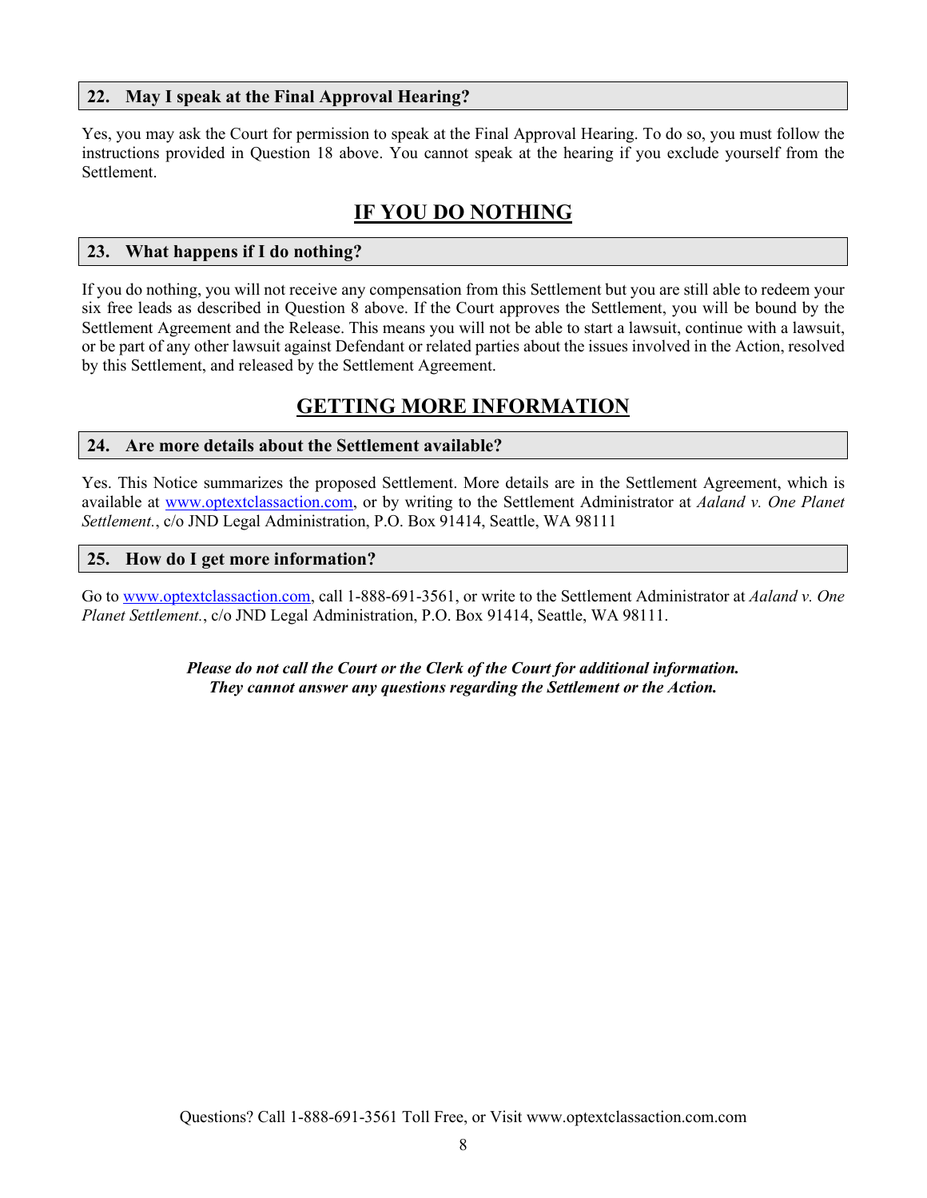### 22. May I speak at the Final Approval Hearing?

Yes, you may ask the Court for permission to speak at the Final Approval Hearing. To do so, you must follow the instructions provided in Question 18 above. You cannot speak at the hearing if you exclude yourself from the Settlement.

## IF YOU DO NOTHING

### 23. What happens if I do nothing?

If you do nothing, you will not receive any compensation from this Settlement but you are still able to redeem your six free leads as described in Question 8 above. If the Court approves the Settlement, you will be bound by the Settlement Agreement and the Release. This means you will not be able to start a lawsuit, continue with a lawsuit, or be part of any other lawsuit against Defendant or related parties about the issues involved in the Action, resolved by this Settlement, and released by the Settlement Agreement.

## GETTING MORE INFORMATION

### 24. Are more details about the Settlement available?

Yes. This Notice summarizes the proposed Settlement. More details are in the Settlement Agreement, which is available at www.optextclassaction.com, or by writing to the Settlement Administrator at *Aaland v. One Planet Settlement.*, c/o JND Legal Administration, P.O. Box 91414, Seattle, WA 98111

### 25. How do I get more information?

Go to www.optextclassaction.com, call 1-888-691-3561, or write to the Settlement Administrator at *Aaland v. One Planet Settlement.*, c/o JND Legal Administration, P.O. Box 91414, Seattle, WA 98111.

***Please do not call the Court or the Clerk of the Court for additional information. They cannot answer any questions regarding the Settlement or the Action.***